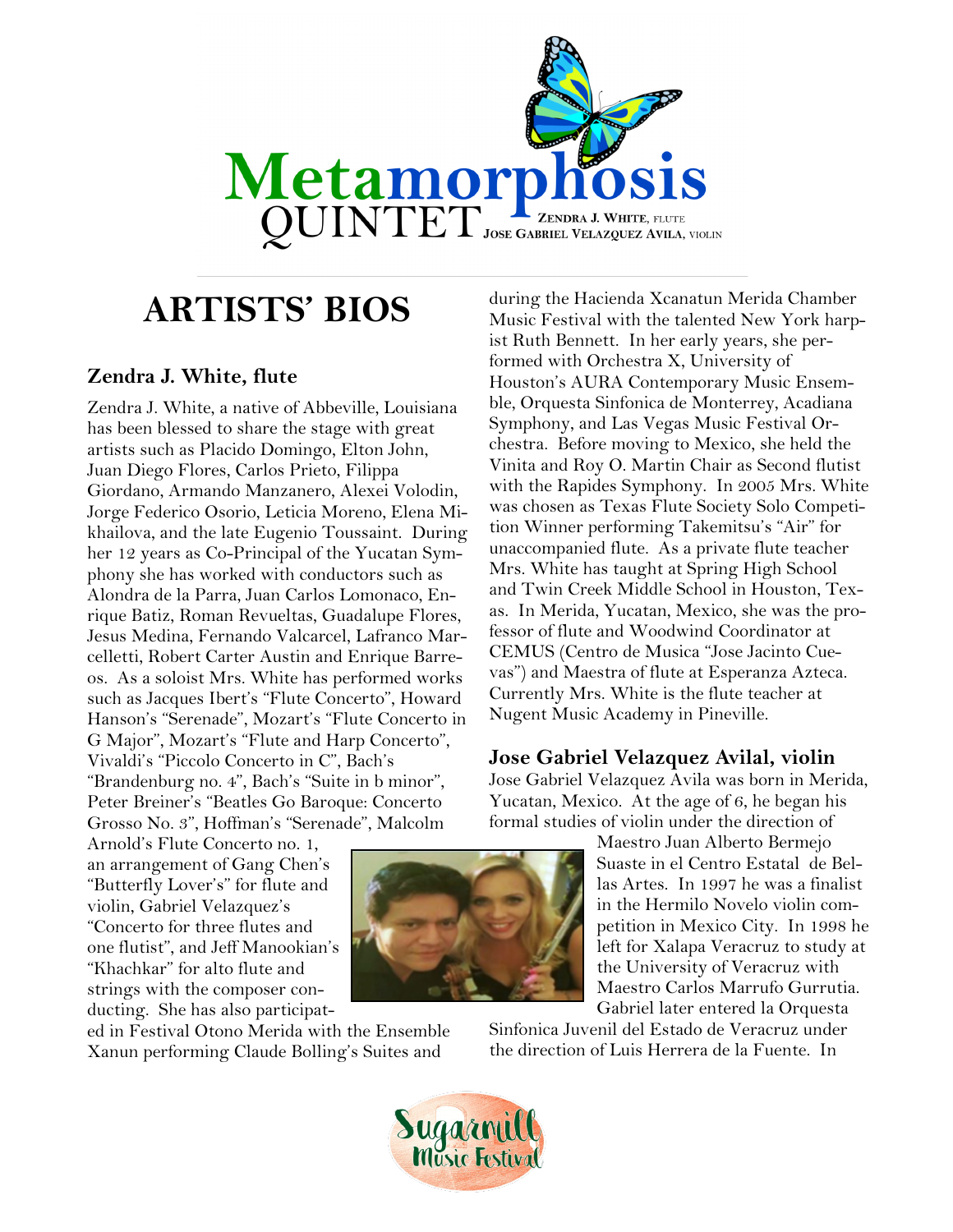# Metamorphosis QUINTET

ZENDRA J. WHITE, FLUTE
JOSE GABRIEL VELAZQUEZ AVILA, VIOLIN

## ARTISTS' BIOS

### Zendra J. White, flute

Zendra J. White, a native of Abbeville, Louisiana has been blessed to share the stage with great artists such as Placido Domingo, Elton John, Juan Diego Flores, Carlos Prieto, Filippa Giordano, Armando Manzanero, Alexei Volodin, Jorge Federico Osorio, Leticia Moreno, Elena Mikhailova, and the late Eugenio Toussaint. During her 12 years as Co-Principal of the Yucatan Symphony she has worked with conductors such as Alondra de la Parra, Juan Carlos Lomonaco, Enrique Batiz, Roman Revueltas, Guadalupe Flores, Jesus Medina, Fernando Valcarcel, Lafranco Marcelletti, Robert Carter Austin and Enrique Barreos. As a soloist Mrs. White has performed works such as Jacques Ibert's "Flute Concerto", Howard Hanson's "Serenade", Mozart's "Flute Concerto in G Major", Mozart's "Flute and Harp Concerto", Vivaldi's "Piccolo Concerto in C", Bach's "Brandenburg no. 4", Bach's "Suite in b minor", Peter Breiner's "Beatles Go Baroque: Concerto Grosso No. 3", Hoffman's "Serenade", Malcolm Arnold's Flute Concerto no. 1, an arrangement of Gang Chen's "Butterfly Lover's" for flute and violin, Gabriel Velazquez's "Concerto for three flutes and one flutist", and Jeff Manookian's "Khachkar" for alto flute and strings with the composer conducting. She has also participated in Festival Otono Merida with the Ensemble Xanun performing Claude Bolling's Suites and during the Hacienda Xcanatun Merida Chamber Music Festival with the talented New York harpist Ruth Bennett. In her early years, she performed with Orchestra X, University of Houston's AURA Contemporary Music Ensemble, Orquesta Sinfonica de Monterrey, Acadiana Symphony, and Las Vegas Music Festival Orchestra. Before moving to Mexico, she held the Vinita and Roy O. Martin Chair as Second flutist with the Rapides Symphony. In 2005 Mrs. White was chosen as Texas Flute Society Solo Competition Winner performing Takemitsu's "Air" for unaccompanied flute. As a private flute teacher Mrs. White has taught at Spring High School and Twin Creek Middle School in Houston, Texas. In Merida, Yucatan, Mexico, she was the professor of flute and Woodwind Coordinator at CEMUS (Centro de Musica "Jose Jacinto Cuevas") and Maestra of flute at Esperanza Azteca. Currently Mrs. White is the flute teacher at Nugent Music Academy in Pineville.

### Jose Gabriel Velazquez Avilal, violin

Jose Gabriel Velazquez Avila was born in Merida, Yucatan, Mexico. At the age of 6, he began his formal studies of violin under the direction of Maestro Juan Alberto Bermejo Suaste in el Centro Estatal de Bellas Artes. In 1997 he was a finalist in the Hermilo Novelo violin competition in Mexico City. In 1998 he left for Xalapa Veracruz to study at the University of Veracruz with Maestro Carlos Marrufo Gurrutia. Gabriel later entered la Orquesta Sinfonica Juvenil del Estado de Veracruz under the direction of Luis Herrera de la Fuente. In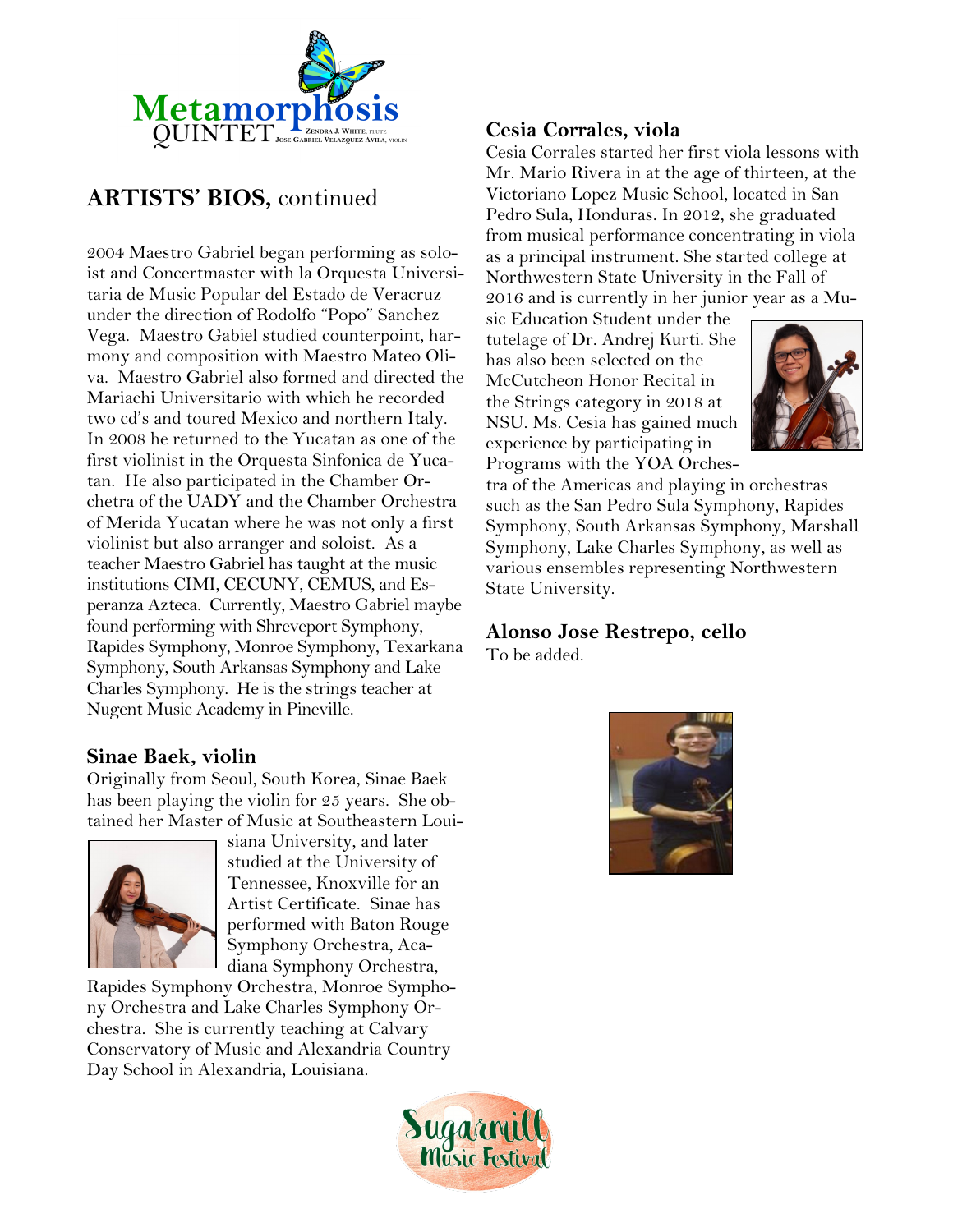## ARTISTS' BIOS, continued

2004 Maestro Gabriel began performing as soloist and Concertmaster with la Orquesta Universitaria de Music Popular del Estado de Veracruz under the direction of Rodolfo "Popo" Sanchez Vega. Maestro Gabiel studied counterpoint, harmony and composition with Maestro Mateo Oliva. Maestro Gabriel also formed and directed the Mariachi Universitario with which he recorded two cd's and toured Mexico and northern Italy. In 2008 he returned to the Yucatan as one of the first violinist in the Orquesta Sinfonica de Yucatan. He also participated in the Chamber Orchetra of the UADY and the Chamber Orchestra of Merida Yucatan where he was not only a first violinist but also arranger and soloist. As a teacher Maestro Gabriel has taught at the music institutions CIMI, CECUNY, CEMUS, and Esperanza Azteca. Currently, Maestro Gabriel maybe found performing with Shreveport Symphony, Rapides Symphony, Monroe Symphony, Texarkana Symphony, South Arkansas Symphony and Lake Charles Symphony. He is the strings teacher at Nugent Music Academy in Pineville.

### Sinae Baek, violin

Originally from Seoul, South Korea, Sinae Baek has been playing the violin for 25 years. She obtained her Master of Music at Southeastern Louisiana University, and later studied at the University of Tennessee, Knoxville for an Artist Certificate. Sinae has performed with Baton Rouge Symphony Orchestra, Acadiana Symphony Orchestra, Rapides Symphony Orchestra, Monroe Symphony Orchestra and Lake Charles Symphony Orchestra. She is currently teaching at Calvary Conservatory of Music and Alexandria Country Day School in Alexandria, Louisiana.

### Cesia Corrales, viola

Cesia Corrales started her first viola lessons with Mr. Mario Rivera in at the age of thirteen, at the Victoriano Lopez Music School, located in San Pedro Sula, Honduras. In 2012, she graduated from musical performance concentrating in viola as a principal instrument. She started college at Northwestern State University in the Fall of 2016 and is currently in her junior year as a Music Education Student under the tutelage of Dr. Andrej Kurti. She has also been selected on the McCutcheon Honor Recital in the Strings category in 2018 at NSU. Ms. Cesia has gained much experience by participating in Programs with the YOA Orchestra of the Americas and playing in orchestras such as the San Pedro Sula Symphony, Rapides Symphony, South Arkansas Symphony, Marshall Symphony, Lake Charles Symphony, as well as various ensembles representing Northwestern State University.

### Alonso Jose Restrepo, cello

To be added.